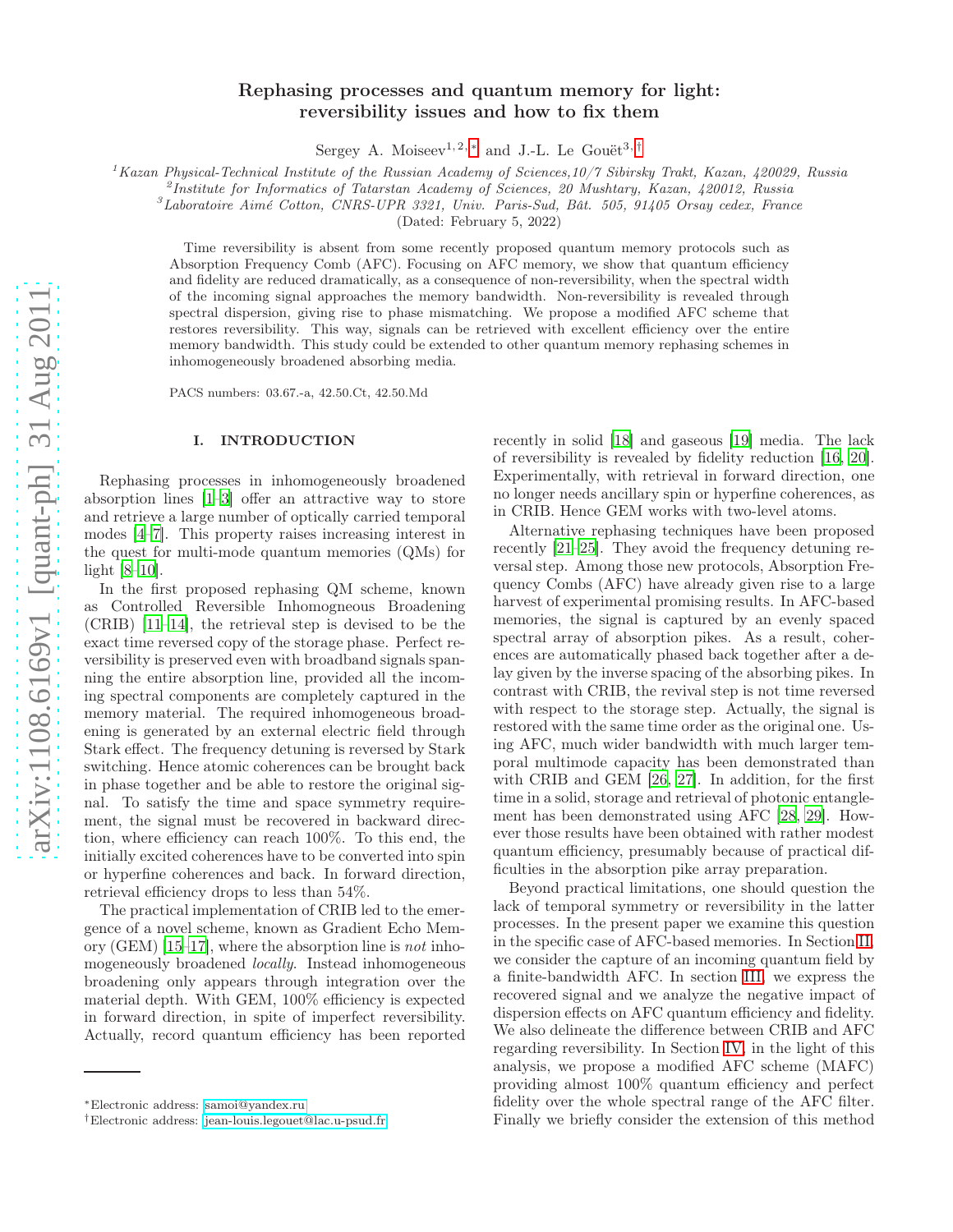# Rephasing processes and quantum memory for light: reversibility issues and how to fix them

Sergey A. Moiseev[1,2,*] and J.-L. Le Gouët[3,†]

[1]*Kazan Physical-Technical Institute of the Russian Academy of Sciences,10/7 Sibirsky Trakt, Kazan, 420029, Russia*
[2]*Institute for Informatics of Tatarstan Academy of Sciences, 20 Mushtary, Kazan, 420012, Russia*
[3]*Laboratoire Aimé Cotton, CNRS-UPR 3321, Univ. Paris-Sud, Bât. 505, 91405 Orsay cedex, France*

(Dated: February 5, 2022)

Time reversibility is absent from some recently proposed quantum memory protocols such as Absorption Frequency Comb (AFC). Focusing on AFC memory, we show that quantum efficiency and fidelity are reduced dramatically, as a consequence of non-reversibility, when the spectral width of the incoming signal approaches the memory bandwidth. Non-reversibility is revealed through spectral dispersion, giving rise to phase mismatching. We propose a modified AFC scheme that restores reversibility. This way, signals can be retrieved with excellent efficiency over the entire memory bandwidth. This study could be extended to other quantum memory rephasing schemes in inhomogeneously broadened absorbing media.

PACS numbers: 03.67.-a, 42.50.Ct, 42.50.Md

## I. INTRODUCTION

Rephasing processes in inhomogeneously broadened absorption lines [1–3] offer an attractive way to store and retrieve a large number of optically carried temporal modes [4–7]. This property raises increasing interest in the quest for multi-mode quantum memories (QMs) for light [8–10].

In the first proposed rephasing QM scheme, known as Controlled Reversible Inhomogneous Broadening (CRIB) [11–14], the retrieval step is devised to be the exact time reversed copy of the storage phase. Perfect reversibility is preserved even with broadband signals spanning the entire absorption line, provided all the incoming spectral components are completely captured in the memory material. The required inhomogeneous broadening is generated by an external electric field through Stark effect. The frequency detuning is reversed by Stark switching. Hence atomic coherences can be brought back in phase together and be able to restore the original signal. To satisfy the time and space symmetry requirement, the signal must be recovered in backward direction, where efficiency can reach 100%. To this end, the initially excited coherences have to be converted into spin or hyperfine coherences and back. In forward direction, retrieval efficiency drops to less than 54%.

The practical implementation of CRIB led to the emergence of a novel scheme, known as Gradient Echo Memory (GEM) [15–17], where the absorption line is *not* inhomogeneously broadened *locally*. Instead inhomogeneous broadening only appears through integration over the material depth. With GEM, 100% efficiency is expected in forward direction, in spite of imperfect reversibility. Actually, record quantum efficiency has been reported recently in solid [18] and gaseous [19] media. The lack of reversibility is revealed by fidelity reduction [16, 20]. Experimentally, with retrieval in forward direction, one no longer needs ancillary spin or hyperfine coherences, as in CRIB. Hence GEM works with two-level atoms.

Alternative rephasing techniques have been proposed recently [21–25]. They avoid the frequency detuning reversal step. Among those new protocols, Absorption Frequency Combs (AFC) have already given rise to a large harvest of experimental promising results. In AFC-based memories, the signal is captured by an evenly spaced spectral array of absorption pikes. As a result, coherences are automatically phased back together after a delay given by the inverse spacing of the absorbing pikes. In contrast with CRIB, the revival step is not time reversed with respect to the storage step. Actually, the signal is restored with the same time order as the original one. Using AFC, much wider bandwidth with much larger temporal multimode capacity has been demonstrated than with CRIB and GEM [26, 27]. In addition, for the first time in a solid, storage and retrieval of photonic entanglement has been demonstrated using AFC [28, 29]. However those results have been obtained with rather modest quantum efficiency, presumably because of practical difficulties in the absorption pike array preparation.

Beyond practical limitations, one should question the lack of temporal symmetry or reversibility in the latter processes. In the present paper we examine this question in the specific case of AFC-based memories. In Section II, we consider the capture of an incoming quantum field by a finite-bandwidth AFC. In section III, we express the recovered signal and we analyze the negative impact of dispersion effects on AFC quantum efficiency and fidelity. We also delineate the difference between CRIB and AFC regarding reversibility. In Section IV, in the light of this analysis, we propose a modified AFC scheme (MAFC) providing almost 100% quantum efficiency and perfect fidelity over the whole spectral range of the AFC filter. Finally we briefly consider the extension of this method

*Electronic address: samoi@yandex.ru
†Electronic address: jean-louis.legouet@lac.u-psud.fr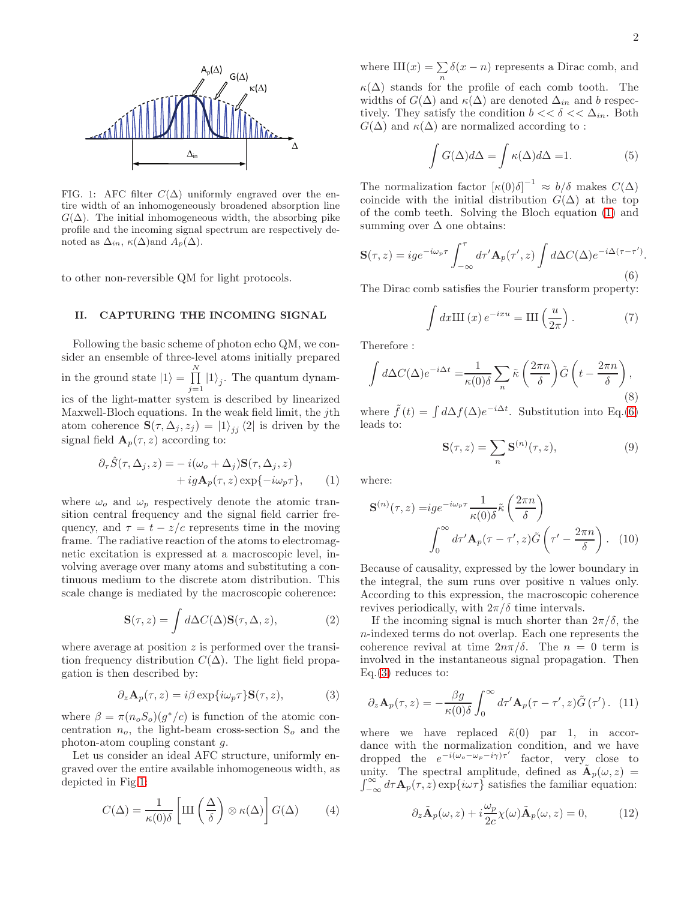FIG. 1: AFC filter $C(\Delta)$ uniformly engraved over the entire width of an inhomogeneously broadened absorption line $G(\Delta)$. The initial inhomogeneous width, the absorbing pike profile and the incoming signal spectrum are respectively denoted as $\Delta_{in}$, $\kappa(\Delta)$and $A_p(\Delta)$.

to other non-reversible QM for light protocols.

## II. CAPTURING THE INCOMING SIGNAL

Following the basic scheme of photon echo QM, we consider an ensemble of three-level atoms initially prepared in the ground state $|1\rangle = \prod_{j=1}^{N} |1\rangle_j$. The quantum dynamics of the light-matter system is described by linearized Maxwell-Bloch equations. In the weak field limit, the $j$th atom coherence $\mathbf{S}(\tau, \Delta_j, z_j) = |1\rangle_{jj} \langle 2|$ is driven by the signal field $\mathbf{A}_p(\tau, z)$ according to:

$$\begin{aligned}\partial_\tau \hat{S}(\tau, \Delta_j, z) =& -i(\omega_o + \Delta_j)\mathbf{S}(\tau, \Delta_j, z) \\ &+ ig\mathbf{A}_p(\tau, z)\exp\{-i\omega_p\tau\}, \end{aligned} \quad (1)$$

where $\omega_o$ and $\omega_p$ respectively denote the atomic transition central frequency and the signal field carrier frequency, and $\tau = t - z/c$ represents time in the moving frame. The radiative reaction of the atoms to electromagnetic excitation is expressed at a macroscopic level, involving average over many atoms and substituting a continuous medium to the discrete atom distribution. This scale change is mediated by the macroscopic coherence:

$$\mathbf{S}(\tau, z) = \int d\Delta C(\Delta)\mathbf{S}(\tau, \Delta, z), \quad (2)$$

where average at position $z$ is performed over the transition frequency distribution $C(\Delta)$. The light field propagation is then described by:

$$\partial_z \mathbf{A}_p(\tau, z) = i\beta \exp\{i\omega_p\tau\}\mathbf{S}(\tau, z), \quad (3)$$

where $\beta = \pi(n_o S_o)(g^*/c)$ is function of the atomic concentration $n_o$, the light-beam cross-section $S_o$ and the photon-atom coupling constant $g$.

Let us consider an ideal AFC structure, uniformly engraved over the entire available inhomogeneous width, as depicted in Fig.1:

$$C(\Delta) = \frac{1}{\kappa(0)\delta}\left[\text{III}\left(\frac{\Delta}{\delta}\right) \otimes \kappa(\Delta)\right] G(\Delta) \quad (4)$$

where $\text{III}(x) = \sum_n \delta(x - n)$ represents a Dirac comb, and $\kappa(\Delta)$ stands for the profile of each comb tooth. The widths of $G(\Delta)$ and $\kappa(\Delta)$ are denoted $\Delta_{in}$ and $b$ respectively. They satisfy the condition $b << \delta << \Delta_{in}$. Both $G(\Delta)$ and $\kappa(\Delta)$ are normalized according to :

$$\int G(\Delta)d\Delta = \int \kappa(\Delta)d\Delta = 1. \quad (5)$$

The normalization factor $[\kappa(0)\delta]^{-1} \approx b/\delta$ makes $C(\Delta)$ coincide with the initial distribution $G(\Delta)$ at the top of the comb teeth. Solving the Bloch equation (1) and summing over $\Delta$ one obtains:

$$\mathbf{S}(\tau, z) = ige^{-i\omega_p\tau}\int_{-\infty}^{\tau} d\tau' \mathbf{A}_p(\tau', z)\int d\Delta C(\Delta)e^{-i\Delta(\tau-\tau')}. \quad (6)$$

The Dirac comb satisfies the Fourier transform property:

$$\int dx \text{III}(x)\, e^{-ixu} = \text{III}\left(\frac{u}{2\pi}\right). \quad (7)$$

Therefore :

$$\int d\Delta C(\Delta)e^{-i\Delta t} = \frac{1}{\kappa(0)\delta}\sum_n \tilde{\kappa}\left(\frac{2\pi n}{\delta}\right)\tilde{G}\left(t - \frac{2\pi n}{\delta}\right), \quad (8)$$

where $\tilde{f}(t) = \int d\Delta f(\Delta)e^{-i\Delta t}$. Substitution into Eq.(6) leads to:

$$\mathbf{S}(\tau, z) = \sum_n \mathbf{S}^{(n)}(\tau, z), \quad (9)$$

where:

$$\begin{aligned}\mathbf{S}^{(n)}(\tau, z) =& ige^{-i\omega_p\tau}\frac{1}{\kappa(0)\delta}\tilde{\kappa}\left(\frac{2\pi n}{\delta}\right) \\ &\int_0^{\infty} d\tau' \mathbf{A}_p(\tau - \tau', z)\tilde{G}\left(\tau' - \frac{2\pi n}{\delta}\right). \end{aligned} \quad (10)$$

Because of causality, expressed by the lower boundary in the integral, the sum runs over positive n values only. According to this expression, the macroscopic coherence revives periodically, with $2\pi/\delta$ time intervals.

If the incoming signal is much shorter than $2\pi/\delta$, the $n$-indexed terms do not overlap. Each one represents the coherence revival at time $2n\pi/\delta$. The $n = 0$ term is involved in the instantaneous signal propagation. Then Eq.(3) reduces to:

$$\partial_z \mathbf{A}_p(\tau, z) = -\frac{\beta g}{\kappa(0)\delta}\int_0^{\infty} d\tau' \mathbf{A}_p(\tau - \tau', z)\tilde{G}(\tau'). \quad (11)$$

where we have replaced $\tilde{\kappa}(0)$ par 1, in accordance with the normalization condition, and we have dropped the $e^{-i(\omega_o - \omega_p - i\gamma)\tau'}$ factor, very close to unity. The spectral amplitude, defined as $\tilde{\mathbf{A}}_p(\omega, z) = \int_{-\infty}^{\infty} d\tau \mathbf{A}_p(\tau, z)\exp\{i\omega\tau\}$ satisfies the familiar equation:

$$\partial_z \tilde{\mathbf{A}}_p(\omega, z) + i\frac{\omega_p}{2c}\chi(\omega)\tilde{\mathbf{A}}_p(\omega, z) = 0, \quad (12)$$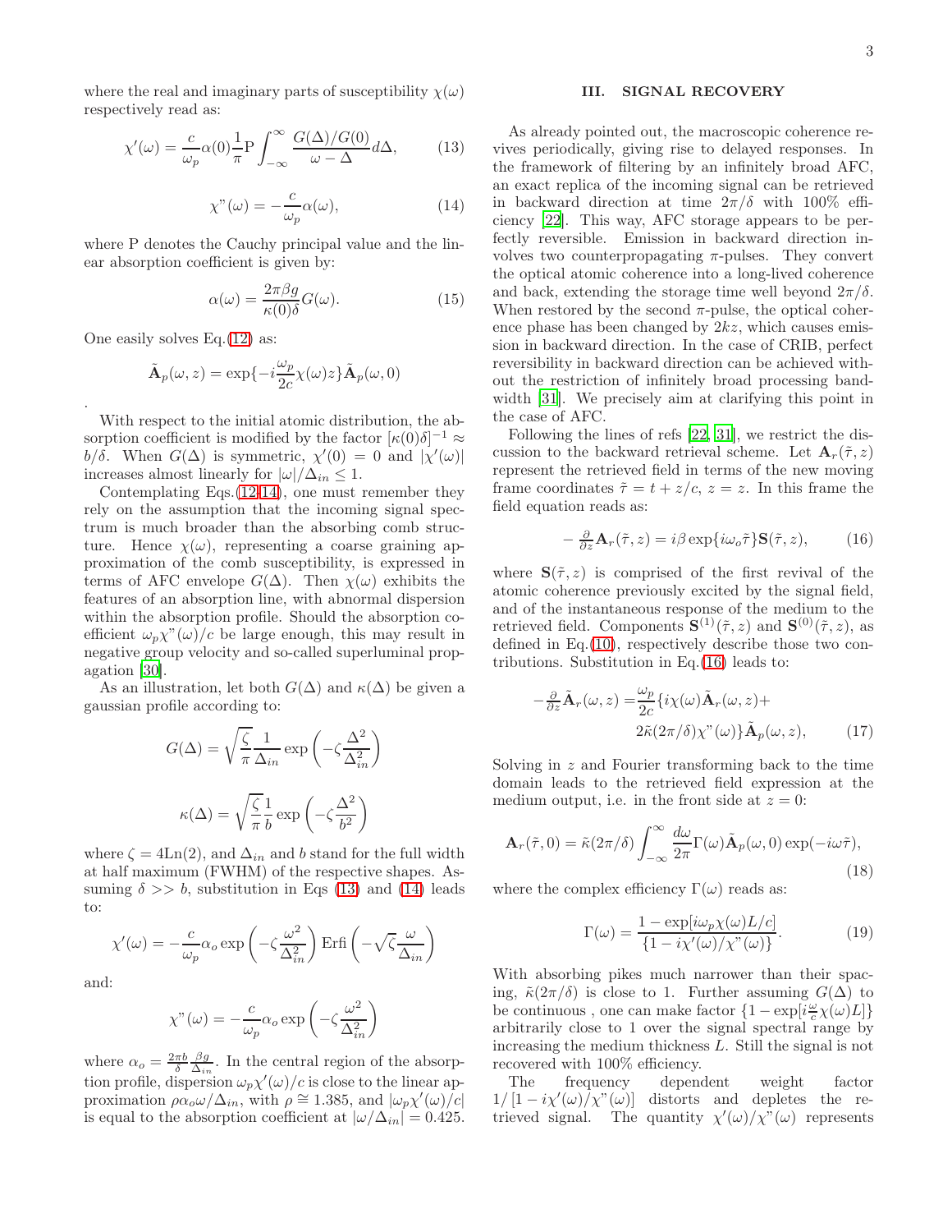where the real and imaginary parts of susceptibility $\chi(\omega)$ respectively read as:

$$\chi'(\omega) = \frac{c}{\omega_p}\alpha(0)\frac{1}{\pi}\mathrm{P}\int_{-\infty}^{\infty}\frac{G(\Delta)/G(0)}{\omega-\Delta}d\Delta, \tag{13}$$

$$\chi"(\omega) = -\frac{c}{\omega_p}\alpha(\omega), \tag{14}$$

where P denotes the Cauchy principal value and the linear absorption coefficient is given by:

$$\alpha(\omega) = \frac{2\pi\beta g}{\kappa(0)\delta}G(\omega). \tag{15}$$

One easily solves Eq.(12) as:

$$\tilde{\mathbf{A}}_p(\omega, z) = \exp\{-i\frac{\omega_p}{2c}\chi(\omega)z\}\tilde{\mathbf{A}}_p(\omega, 0)$$

.

With respect to the initial atomic distribution, the absorption coefficient is modified by the factor $[\kappa(0)\delta]^{-1} \approx b/\delta$. When $G(\Delta)$ is symmetric, $\chi'(0) = 0$ and $|\chi'(\omega)|$ increases almost linearly for $|\omega|/\Delta_{in} \leq 1$.

Contemplating Eqs.(12-14), one must remember they rely on the assumption that the incoming signal spectrum is much broader than the absorbing comb structure. Hence $\chi(\omega)$, representing a coarse graining approximation of the comb susceptibility, is expressed in terms of AFC envelope $G(\Delta)$. Then $\chi(\omega)$ exhibits the features of an absorption line, with abnormal dispersion within the absorption profile. Should the absorption coefficient $\omega_p\chi"(\omega)/c$ be large enough, this may result in negative group velocity and so-called superluminal propagation [30].

As an illustration, let both $G(\Delta)$ and $\kappa(\Delta)$ be given a gaussian profile according to:

$$G(\Delta) = \sqrt{\frac{\zeta}{\pi}}\frac{1}{\Delta_{in}}\exp\left(-\zeta\frac{\Delta^2}{\Delta_{in}^2}\right)$$

$$\kappa(\Delta) = \sqrt{\frac{\zeta}{\pi}}\frac{1}{b}\exp\left(-\zeta\frac{\Delta^2}{b^2}\right)$$

where $\zeta = 4\mathrm{Ln}(2)$, and $\Delta_{in}$ and $b$ stand for the full width at half maximum (FWHM) of the respective shapes. Assuming $\delta >> b$, substitution in Eqs (13) and (14) leads to:

$$\chi'(\omega) = -\frac{c}{\omega_p}\alpha_o\exp\left(-\zeta\frac{\omega^2}{\Delta_{in}^2}\right)\mathrm{Erfi}\left(-\sqrt{\zeta}\frac{\omega}{\Delta_{in}}\right)$$

and:

$$\chi"(\omega) = -\frac{c}{\omega_p}\alpha_o\exp\left(-\zeta\frac{\omega^2}{\Delta_{in}^2}\right)$$

where $\alpha_o = \frac{2\pi b}{\delta}\frac{\beta g}{\Delta_{in}}$. In the central region of the absorption profile, dispersion $\omega_p\chi'(\omega)/c$ is close to the linear approximation $\rho\alpha_o\omega/\Delta_{in}$, with $\rho \cong 1.385$, and $|\omega_p\chi'(\omega)/c|$ is equal to the absorption coefficient at $|\omega/\Delta_{in}| = 0.425$.

## III. SIGNAL RECOVERY

As already pointed out, the macroscopic coherence revives periodically, giving rise to delayed responses. In the framework of filtering by an infinitely broad AFC, an exact replica of the incoming signal can be retrieved in backward direction at time $2\pi/\delta$ with 100% efficiency [22]. This way, AFC storage appears to be perfectly reversible. Emission in backward direction involves two counterpropagating $\pi$-pulses. They convert the optical atomic coherence into a long-lived coherence and back, extending the storage time well beyond $2\pi/\delta$. When restored by the second $\pi$-pulse, the optical coherence phase has been changed by $2kz$, which causes emission in backward direction. In the case of CRIB, perfect reversibility in backward direction can be achieved without the restriction of infinitely broad processing bandwidth [31]. We precisely aim at clarifying this point in the case of AFC.

Following the lines of refs [22, 31], we restrict the discussion to the backward retrieval scheme. Let $\mathbf{A}_r(\tilde{\tau}, z)$ represent the retrieved field in terms of the new moving frame coordinates $\tilde{\tau} = t + z/c$, $z = z$. In this frame the field equation reads as:

$$-\tfrac{\partial}{\partial z}\mathbf{A}_r(\tilde{\tau}, z) = i\beta\exp\{i\omega_o\tilde{\tau}\}\mathbf{S}(\tilde{\tau}, z), \tag{16}$$

where $\mathbf{S}(\tilde{\tau}, z)$ is comprised of the first revival of the atomic coherence previously excited by the signal field, and of the instantaneous response of the medium to the retrieved field. Components $\mathbf{S}^{(1)}(\tilde{\tau}, z)$ and $\mathbf{S}^{(0)}(\tilde{\tau}, z)$, as defined in Eq.(10), respectively describe those two contributions. Substitution in Eq.(16) leads to:

$$\begin{aligned}-\tfrac{\partial}{\partial z}\tilde{\mathbf{A}}_r(\omega, z) =& \frac{\omega_p}{2c}\{i\chi(\omega)\tilde{\mathbf{A}}_r(\omega, z) + \\ & 2\tilde{\kappa}(2\pi/\delta)\chi"(\omega)\}\tilde{\mathbf{A}}_p(\omega, z),\end{aligned} \tag{17}$$

Solving in $z$ and Fourier transforming back to the time domain leads to the retrieved field expression at the medium output, i.e. in the front side at $z = 0$:

$$\mathbf{A}_r(\tilde{\tau}, 0) = \tilde{\kappa}(2\pi/\delta)\int_{-\infty}^{\infty}\frac{d\omega}{2\pi}\Gamma(\omega)\tilde{\mathbf{A}}_p(\omega, 0)\exp(-i\omega\tilde{\tau}), \tag{18}$$

where the complex efficiency $\Gamma(\omega)$ reads as:

$$\Gamma(\omega) = \frac{1 - \exp[i\omega_p\chi(\omega)L/c]}{\{1 - i\chi'(\omega)/\chi"(\omega)\}}. \tag{19}$$

With absorbing pikes much narrower than their spacing, $\tilde{\kappa}(2\pi/\delta)$ is close to 1. Further assuming $G(\Delta)$ to be continuous , one can make factor $\{1 - \exp[i\frac{\omega}{c}\chi(\omega)L]\}$ arbitrarily close to 1 over the signal spectral range by increasing the medium thickness $L$. Still the signal is not recovered with 100% efficiency.

The frequency dependent weight factor $1/[1 - i\chi'(\omega)/\chi"(\omega)]$ distorts and depletes the retrieved signal. The quantity $\chi'(\omega)/\chi"(\omega)$ represents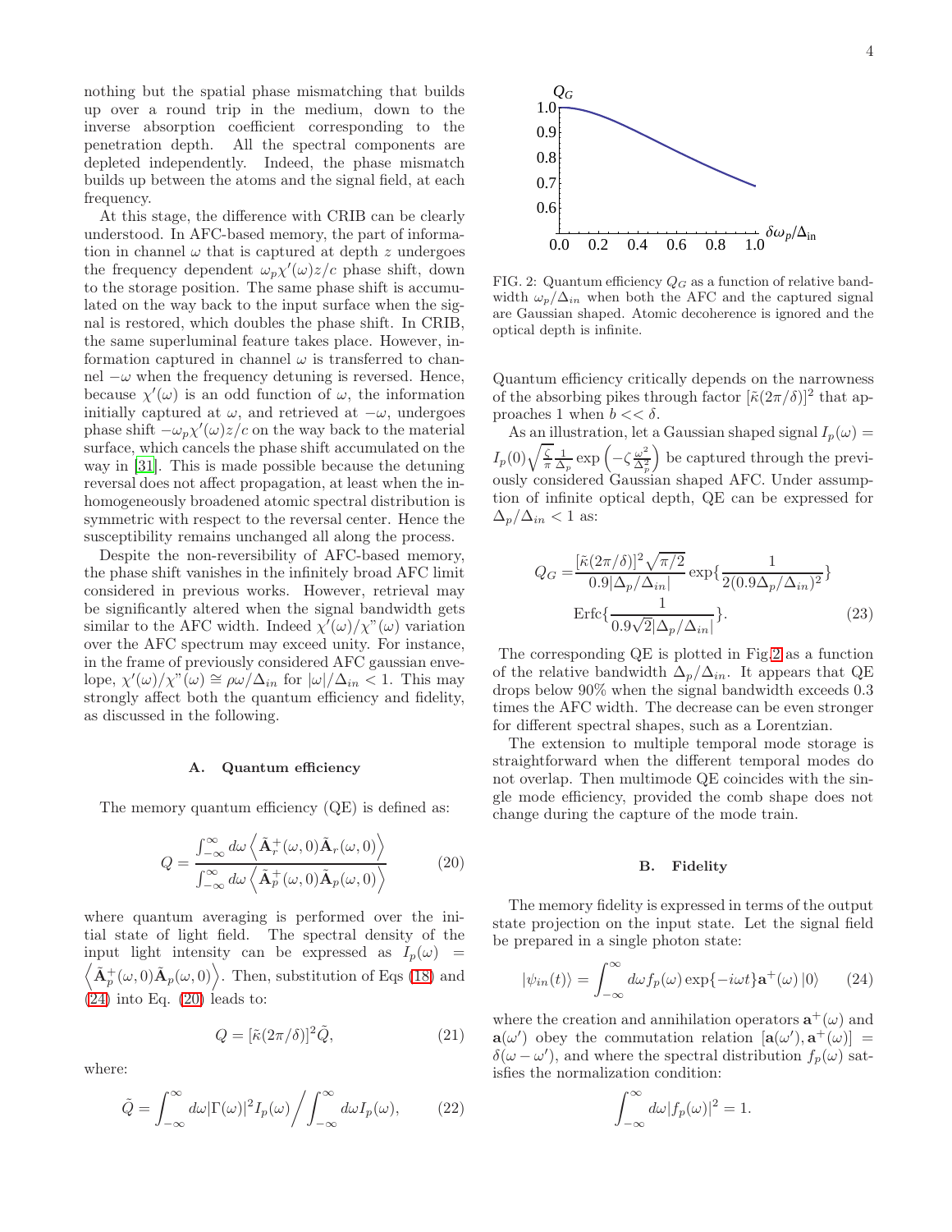nothing but the spatial phase mismatching that builds up over a round trip in the medium, down to the inverse absorption coefficient corresponding to the penetration depth. All the spectral components are depleted independently. Indeed, the phase mismatch builds up between the atoms and the signal field, at each frequency.

At this stage, the difference with CRIB can be clearly understood. In AFC-based memory, the part of information in channel $\omega$ that is captured at depth $z$ undergoes the frequency dependent $\omega_p \chi'(\omega) z/c$ phase shift, down to the storage position. The same phase shift is accumulated on the way back to the input surface when the signal is restored, which doubles the phase shift. In CRIB, the same superluminal feature takes place. However, information captured in channel $\omega$ is transferred to channel $-\omega$ when the frequency detuning is reversed. Hence, because $\chi'(\omega)$ is an odd function of $\omega$, the information initially captured at $\omega$, and retrieved at $-\omega$, undergoes phase shift $-\omega_p \chi'(\omega) z/c$ on the way back to the material surface, which cancels the phase shift accumulated on the way in [31]. This is made possible because the detuning reversal does not affect propagation, at least when the inhomogeneously broadened atomic spectral distribution is symmetric with respect to the reversal center. Hence the susceptibility remains unchanged all along the process.

Despite the non-reversibility of AFC-based memory, the phase shift vanishes in the infinitely broad AFC limit considered in previous works. However, retrieval may be significantly altered when the signal bandwidth gets similar to the AFC width. Indeed $\chi'(\omega)/\chi''(\omega)$ variation over the AFC spectrum may exceed unity. For instance, in the frame of previously considered AFC gaussian envelope, $\chi'(\omega)/\chi''(\omega) \cong \rho\omega/\Delta_{in}$ for $|\omega|/\Delta_{in} < 1$. This may strongly affect both the quantum efficiency and fidelity, as discussed in the following.

### A. Quantum efficiency

The memory quantum efficiency (QE) is defined as:

$$Q = \frac{\int_{-\infty}^{\infty} d\omega \left\langle \tilde{\mathbf{A}}_r^+(\omega,0)\tilde{\mathbf{A}}_r(\omega,0)\right\rangle}{\int_{-\infty}^{\infty} d\omega \left\langle \tilde{\mathbf{A}}_p^+(\omega,0)\tilde{\mathbf{A}}_p(\omega,0)\right\rangle} \tag{20}$$

where quantum averaging is performed over the initial state of light field. The spectral density of the input light intensity can be expressed as $I_p(\omega) = \left\langle \tilde{\mathbf{A}}_p^+(\omega,0)\tilde{\mathbf{A}}_p(\omega,0)\right\rangle$. Then, substitution of Eqs (18) and (24) into Eq. (20) leads to:

$$Q = [\tilde{\kappa}(2\pi/\delta)]^2 \tilde{Q}, \tag{21}$$

where:

$$\tilde{Q} = \int_{-\infty}^{\infty} d\omega |\Gamma(\omega)|^2 I_p(\omega) \Big/ \int_{-\infty}^{\infty} d\omega I_p(\omega), \tag{22}$$

FIG. 2: Quantum efficiency $Q_G$ as a function of relative bandwidth $\omega_p/\Delta_{in}$ when both the AFC and the captured signal are Gaussian shaped. Atomic decoherence is ignored and the optical depth is infinite.

Quantum efficiency critically depends on the narrowness of the absorbing pikes through factor $[\tilde{\kappa}(2\pi/\delta)]^2$ that approaches 1 when $b << \delta$.

As an illustration, let a Gaussian shaped signal $I_p(\omega) = I_p(0)\sqrt{\frac{\zeta}{\pi}}\frac{1}{\Delta_p}\exp\left(-\zeta\frac{\omega^2}{\Delta_p^2}\right)$ be captured through the previously considered Gaussian shaped AFC. Under assumption of infinite optical depth, QE can be expressed for $\Delta_p/\Delta_{in} < 1$ as:

$$\begin{aligned} Q_G =& \frac{[\tilde{\kappa}(2\pi/\delta)]^2\sqrt{\pi/2}}{0.9|\Delta_p/\Delta_{in}|}\exp\{\frac{1}{2(0.9\Delta_p/\Delta_{in})^2}\} \\ & \mathrm{Erfc}\{\frac{1}{0.9\sqrt{2}|\Delta_p/\Delta_{in}|}\}. \end{aligned} \tag{23}$$

The corresponding QE is plotted in Fig.2 as a function of the relative bandwidth $\Delta_p/\Delta_{in}$. It appears that QE drops below 90% when the signal bandwidth exceeds 0.3 times the AFC width. The decrease can be even stronger for different spectral shapes, such as a Lorentzian.

The extension to multiple temporal mode storage is straightforward when the different temporal modes do not overlap. Then multimode QE coincides with the single mode efficiency, provided the comb shape does not change during the capture of the mode train.

### B. Fidelity

The memory fidelity is expressed in terms of the output state projection on the input state. Let the signal field be prepared in a single photon state:

$$|\psi_{in}(t)\rangle = \int_{-\infty}^{\infty} d\omega f_p(\omega)\exp\{-i\omega t\}\mathbf{a}^+(\omega)|0\rangle \tag{24}$$

where the creation and annihilation operators $\mathbf{a}^+(\omega)$ and $\mathbf{a}(\omega')$ obey the commutation relation $[\mathbf{a}(\omega'), \mathbf{a}^+(\omega)] = \delta(\omega - \omega')$, and where the spectral distribution $f_p(\omega)$ satisfies the normalization condition:

$$\int_{-\infty}^{\infty} d\omega |f_p(\omega)|^2 = 1.$$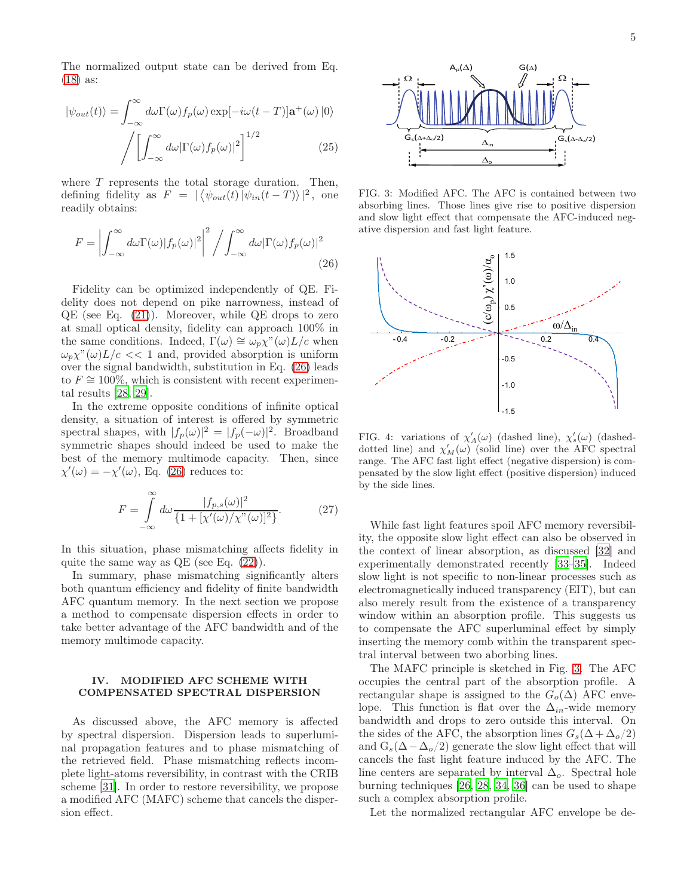The normalized output state can be derived from Eq. (18) as:

$$|\psi_{out}(t)\rangle = \int_{-\infty}^{\infty} d\omega \Gamma(\omega) f_p(\omega) \exp[-i\omega(t-T)] \mathbf{a}^+(\omega) |0\rangle \Bigg/ \left[\int_{-\infty}^{\infty} d\omega |\Gamma(\omega) f_p(\omega)|^2\right]^{1/2} \quad (25)$$

where $T$ represents the total storage duration. Then, defining fidelity as $F = |\langle \psi_{out}(t) | \psi_{in}(t-T)\rangle|^2$, one readily obtains:

$$F = \left| \int_{-\infty}^{\infty} d\omega \Gamma(\omega) |f_p(\omega)|^2 \right|^2 \Bigg/ \int_{-\infty}^{\infty} d\omega |\Gamma(\omega) f_p(\omega)|^2 \quad (26)$$

Fidelity can be optimized independently of QE. Fidelity does not depend on pike narrowness, instead of QE (see Eq. (21)). Moreover, while QE drops to zero at small optical density, fidelity can approach 100% in the same conditions. Indeed, $\Gamma(\omega) \cong \omega_p \chi"(\omega) L/c$ when $\omega_p \chi"(\omega) L/c << 1$ and, provided absorption is uniform over the signal bandwidth, substitution in Eq. (26) leads to $F \cong 100\%$, which is consistent with recent experimental results [28, 29].

In the extreme opposite conditions of infinite optical density, a situation of interest is offered by symmetric spectral shapes, with $|f_p(\omega)|^2 = |f_p(-\omega)|^2$. Broadband symmetric shapes should indeed be used to make the best of the memory multimode capacity. Then, since $\chi'(\omega) = -\chi'(\omega)$, Eq. (26) reduces to:

$$F = \int_{-\infty}^{\infty} d\omega \frac{|f_{p,s}(\omega)|^2}{\{1 + [\chi'(\omega)/\chi"(\omega)]^2\}}. \quad (27)$$

In this situation, phase mismatching affects fidelity in quite the same way as QE (see Eq. (22)).

In summary, phase mismatching significantly alters both quantum efficiency and fidelity of finite bandwidth AFC quantum memory. In the next section we propose a method to compensate dispersion effects in order to take better advantage of the AFC bandwidth and of the memory multimode capacity.

## IV. MODIFIED AFC SCHEME WITH COMPENSATED SPECTRAL DISPERSION

As discussed above, the AFC memory is affected by spectral dispersion. Dispersion leads to superluminal propagation features and to phase mismatching of the retrieved field. Phase mismatching reflects incomplete light-atoms reversibility, in contrast with the CRIB scheme [31]. In order to restore reversibility, we propose a modified AFC (MAFC) scheme that cancels the dispersion effect.

FIG. 3: Modified AFC. The AFC is contained between two absorbing lines. Those lines give rise to positive dispersion and slow light effect that compensate the AFC-induced negative dispersion and fast light feature.

FIG. 4: variations of $\chi'_A(\omega)$ (dashed line), $\chi'_s(\omega)$ (dashed-dotted line) and $\chi'_M(\omega)$ (solid line) over the AFC spectral range. The AFC fast light effect (negative dispersion) is compensated by the slow light effect (positive dispersion) induced by the side lines.

While fast light features spoil AFC memory reversibility, the opposite slow light effect can also be observed in the context of linear absorption, as discussed [32] and experimentally demonstrated recently [33–35]. Indeed slow light is not specific to non-linear processes such as electromagnetically induced transparency (EIT), but can also merely result from the existence of a transparency window within an absorption profile. This suggests us to compensate the AFC superluminal effect by simply inserting the memory comb within the transparent spectral interval between two aborbing lines.

The MAFC principle is sketched in Fig. 3. The AFC occupies the central part of the absorption profile. A rectangular shape is assigned to the $G_o(\Delta)$ AFC envelope. This function is flat over the $\Delta_{in}$-wide memory bandwidth and drops to zero outside this interval. On the sides of the AFC, the absorption lines $G_s(\Delta + \Delta_o/2)$ and $G_s(\Delta - \Delta_o/2)$ generate the slow light effect that will cancels the fast light feature induced by the AFC. The line centers are separated by interval $\Delta_o$. Spectral hole burning techniques [26, 28, 34, 36] can be used to shape such a complex absorption profile.

Let the normalized rectangular AFC envelope be de-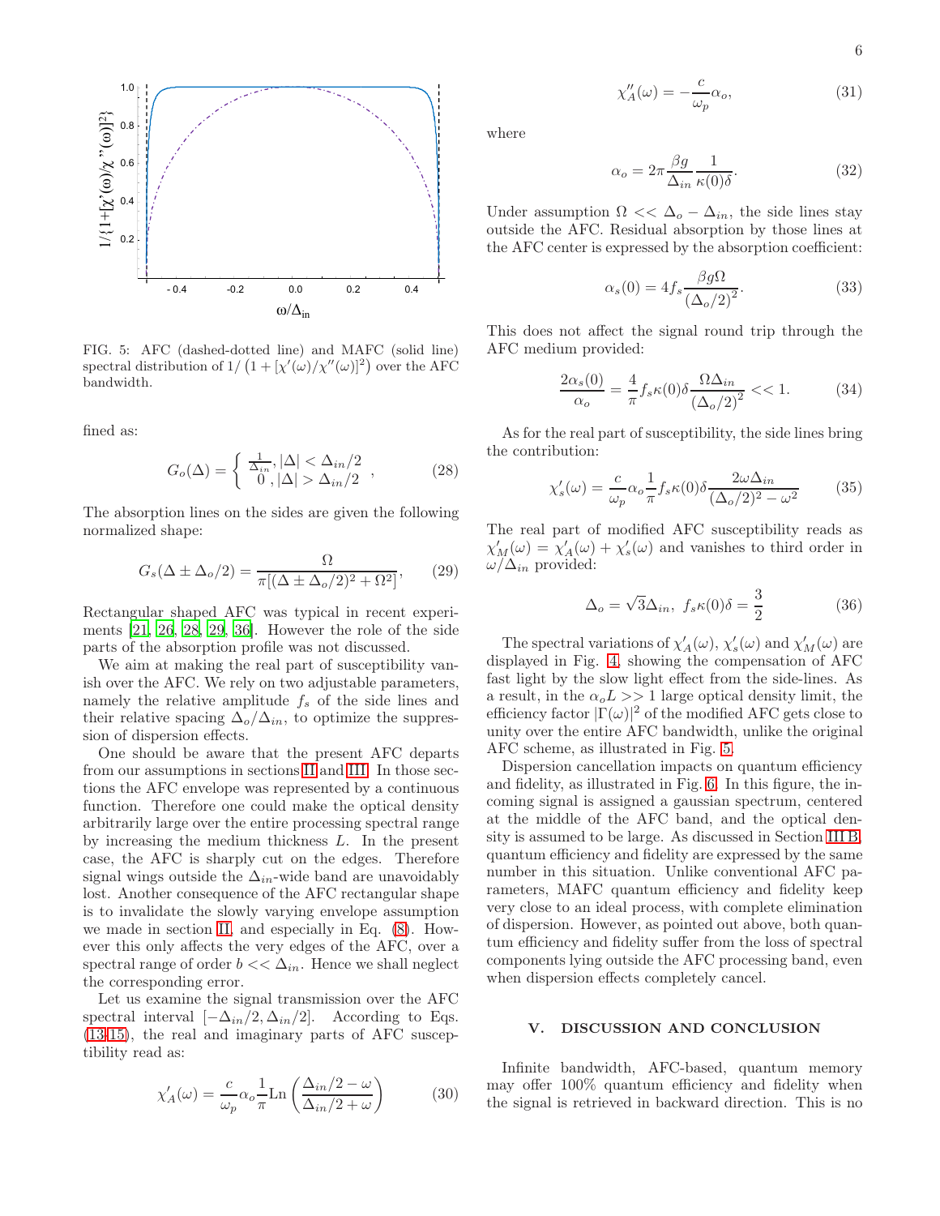FIG. 5: AFC (dashed-dotted line) and MAFC (solid line) spectral distribution of $1/\left(1+[\chi'(\omega)/\chi''(\omega)]^2\right)$ over the AFC bandwidth.

fined as:

$$G_o(\Delta) = \begin{cases} \frac{1}{\Delta_{in}}, |\Delta| < \Delta_{in}/2 \\ 0\ , |\Delta| > \Delta_{in}/2 \end{cases}, \tag{28}$$

The absorption lines on the sides are given the following normalized shape:

$$G_s(\Delta \pm \Delta_o/2) = \frac{\Omega}{\pi[(\Delta \pm \Delta_o/2)^2 + \Omega^2]}, \tag{29}$$

Rectangular shaped AFC was typical in recent experiments [21, 26, 28, 29, 36]. However the role of the side parts of the absorption profile was not discussed.

We aim at making the real part of susceptibility vanish over the AFC. We rely on two adjustable parameters, namely the relative amplitude $f_s$ of the side lines and their relative spacing $\Delta_o/\Delta_{in}$, to optimize the suppression of dispersion effects.

One should be aware that the present AFC departs from our assumptions in sections II and III. In those sections the AFC envelope was represented by a continuous function. Therefore one could make the optical density arbitrarily large over the entire processing spectral range by increasing the medium thickness $L$. In the present case, the AFC is sharply cut on the edges. Therefore signal wings outside the $\Delta_{in}$-wide band are unavoidably lost. Another consequence of the AFC rectangular shape is to invalidate the slowly varying envelope assumption we made in section II, and especially in Eq. (8). However this only affects the very edges of the AFC, over a spectral range of order $b << \Delta_{in}$. Hence we shall neglect the corresponding error.

Let us examine the signal transmission over the AFC spectral interval $[-\Delta_{in}/2, \Delta_{in}/2]$. According to Eqs. (13-15), the real and imaginary parts of AFC susceptibility read as:

$$\chi'_A(\omega) = \frac{c}{\omega_p}\alpha_o\frac{1}{\pi}\mathrm{Ln}\left(\frac{\Delta_{in}/2-\omega}{\Delta_{in}/2+\omega}\right) \tag{30}$$

$$\chi''_A(\omega) = -\frac{c}{\omega_p}\alpha_o, \tag{31}$$

where

$$\alpha_o = 2\pi\frac{\beta g}{\Delta_{in}}\frac{1}{\kappa(0)\delta}. \tag{32}$$

Under assumption $\Omega << \Delta_o - \Delta_{in}$, the side lines stay outside the AFC. Residual absorption by those lines at the AFC center is expressed by the absorption coefficient:

$$\alpha_s(0) = 4f_s\frac{\beta g\Omega}{(\Delta_o/2)^2}. \tag{33}$$

This does not affect the signal round trip through the AFC medium provided:

$$\frac{2\alpha_s(0)}{\alpha_o} = \frac{4}{\pi}f_s\kappa(0)\delta\frac{\Omega\Delta_{in}}{(\Delta_o/2)^2} << 1. \tag{34}$$

As for the real part of susceptibility, the side lines bring the contribution:

$$\chi'_s(\omega) = \frac{c}{\omega_p}\alpha_o\frac{1}{\pi}f_s\kappa(0)\delta\frac{2\omega\Delta_{in}}{(\Delta_o/2)^2-\omega^2} \tag{35}$$

The real part of modified AFC susceptibility reads as $\chi'_M(\omega) = \chi'_A(\omega) + \chi'_s(\omega)$ and vanishes to third order in $\omega/\Delta_{in}$ provided:

$$\Delta_o = \sqrt{3}\Delta_{in},\ f_s\kappa(0)\delta = \frac{3}{2} \tag{36}$$

The spectral variations of $\chi'_A(\omega)$, $\chi'_s(\omega)$ and $\chi'_M(\omega)$ are displayed in Fig. 4, showing the compensation of AFC fast light by the slow light effect from the side-lines. As a result, in the $\alpha_oL >> 1$ large optical density limit, the efficiency factor $|\Gamma(\omega)|^2$ of the modified AFC gets close to unity over the entire AFC bandwidth, unlike the original AFC scheme, as illustrated in Fig. 5.

Dispersion cancellation impacts on quantum efficiency and fidelity, as illustrated in Fig. 6. In this figure, the incoming signal is assigned a gaussian spectrum, centered at the middle of the AFC band, and the optical density is assumed to be large. As discussed in Section III B, quantum efficiency and fidelity are expressed by the same number in this situation. Unlike conventional AFC parameters, MAFC quantum efficiency and fidelity keep very close to an ideal process, with complete elimination of dispersion. However, as pointed out above, both quantum efficiency and fidelity suffer from the loss of spectral components lying outside the AFC processing band, even when dispersion effects completely cancel.

## V. DISCUSSION AND CONCLUSION

Infinite bandwidth, AFC-based, quantum memory may offer 100% quantum efficiency and fidelity when the signal is retrieved in backward direction. This is no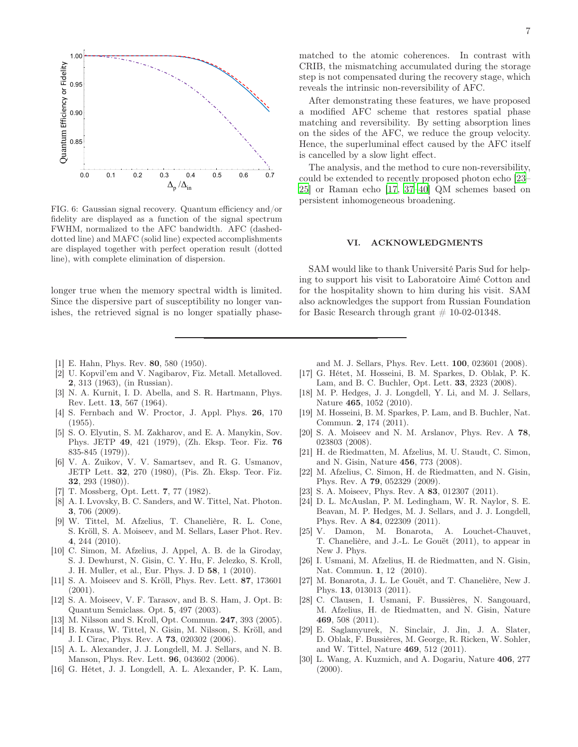FIG. 6: Gaussian signal recovery. Quantum efficiency and/or fidelity are displayed as a function of the signal spectrum FWHM, normalized to the AFC bandwidth. AFC (dashed-dotted line) and MAFC (solid line) expected accomplishments are displayed together with perfect operation result (dotted line), with complete elimination of dispersion.

longer true when the memory spectral width is limited. Since the dispersive part of susceptibility no longer vanishes, the retrieved signal is no longer spatially phase-matched to the atomic coherences. In contrast with CRIB, the mismatching accumulated during the storage step is not compensated during the recovery stage, which reveals the intrinsic non-reversibility of AFC.

After demonstrating these features, we have proposed a modified AFC scheme that restores spatial phase matching and reversibility. By setting absorption lines on the sides of the AFC, we reduce the group velocity. Hence, the superluminal effect caused by the AFC itself is cancelled by a slow light effect.

The analysis, and the method to cure non-reversibility, could be extended to recently proposed photon echo [23–25] or Raman echo [17, 37–40] QM schemes based on persistent inhomogeneous broadening.

## VI. ACKNOWLEDGMENTS

SAM would like to thank Université Paris Sud for helping to support his visit to Laboratoire Aimé Cotton and for the hospitality shown to him during his visit. SAM also acknowledges the support from Russian Foundation for Basic Research through grant # 10-02-01348.

---

[1] E. Hahn, Phys. Rev. **80**, 580 (1950).
[2] U. Kopvil'em and V. Nagibarov, Fiz. Metall. Metalloved. **2**, 313 (1963), (in Russian).
[3] N. A. Kurnit, I. D. Abella, and S. R. Hartmann, Phys. Rev. Lett. **13**, 567 (1964).
[4] S. Fernbach and W. Proctor, J. Appl. Phys. **26**, 170 (1955).
[5] S. O. Elyutin, S. M. Zakharov, and E. A. Manykin, Sov. Phys. JETP **49**, 421 (1979), (Zh. Eksp. Teor. Fiz. **76** 835-845 (1979)).
[6] V. A. Zuikov, V. V. Samartsev, and R. G. Usmanov, JETP Lett. **32**, 270 (1980), (Pis. Zh. Eksp. Teor. Fiz. **32**, 293 (1980)).
[7] T. Mossberg, Opt. Lett. **7**, 77 (1982).
[8] A. I. Lvovsky, B. C. Sanders, and W. Tittel, Nat. Photon. **3**, 706 (2009).
[9] W. Tittel, M. Afzelius, T. Chanelière, R. L. Cone, S. Kröll, S. A. Moiseev, and M. Sellars, Laser Phot. Rev. **4**, 244 (2010).
[10] C. Simon, M. Afzelius, J. Appel, A. B. de la Giroday, S. J. Dewhurst, N. Gisin, C. Y. Hu, F. Jelezko, S. Kroll, J. H. Muller, et al., Eur. Phys. J. D **58**, 1 (2010).
[11] S. A. Moiseev and S. Kröll, Phys. Rev. Lett. **87**, 173601 (2001).
[12] S. A. Moiseev, V. F. Tarasov, and B. S. Ham, J. Opt. B: Quantum Semiclass. Opt. **5**, 497 (2003).
[13] M. Nilsson and S. Kroll, Opt. Commun. **247**, 393 (2005).
[14] B. Kraus, W. Tittel, N. Gisin, M. Nilsson, S. Kröll, and J. I. Cirac, Phys. Rev. A **73**, 020302 (2006).
[15] A. L. Alexander, J. J. Longdell, M. J. Sellars, and N. B. Manson, Phys. Rev. Lett. **96**, 043602 (2006).
[16] G. Hétet, J. J. Longdell, A. L. Alexander, P. K. Lam, and M. J. Sellars, Phys. Rev. Lett. **100**, 023601 (2008).
[17] G. Hétet, M. Hosseini, B. M. Sparkes, D. Oblak, P. K. Lam, and B. C. Buchler, Opt. Lett. **33**, 2323 (2008).
[18] M. P. Hedges, J. J. Longdell, Y. Li, and M. J. Sellars, Nature **465**, 1052 (2010).
[19] M. Hosseini, B. M. Sparkes, P. Lam, and B. Buchler, Nat. Commun. **2**, 174 (2011).
[20] S. A. Moiseev and N. M. Arslanov, Phys. Rev. A **78**, 023803 (2008).
[21] H. de Riedmatten, M. Afzelius, M. U. Staudt, C. Simon, and N. Gisin, Nature **456**, 773 (2008).
[22] M. Afzelius, C. Simon, H. de Riedmatten, and N. Gisin, Phys. Rev. A **79**, 052329 (2009).
[23] S. A. Moiseev, Phys. Rev. A **83**, 012307 (2011).
[24] D. L. McAuslan, P. M. Ledingham, W. R. Naylor, S. E. Beavan, M. P. Hedges, M. J. Sellars, and J. J. Longdell, Phys. Rev. A **84**, 022309 (2011).
[25] V. Damon, M. Bonarota, A. Louchet-Chauvet, T. Chanelière, and J.-L. Le Gouët (2011), to appear in New J. Phys.
[26] I. Usmani, M. Afzelius, H. de Riedmatten, and N. Gisin, Nat. Commun. **1**, 12 (2010).
[27] M. Bonarota, J. L. Le Gouët, and T. Chanelière, New J. Phys. **13**, 013013 (2011).
[28] C. Clausen, I. Usmani, F. Bussières, N. Sangouard, M. Afzelius, H. de Riedmatten, and N. Gisin, Nature **469**, 508 (2011).
[29] E. Saglamyurek, N. Sinclair, J. Jin, J. A. Slater, D. Oblak, F. Bussières, M. George, R. Ricken, W. Sohler, and W. Tittel, Nature **469**, 512 (2011).
[30] L. Wang, A. Kuzmich, and A. Dogariu, Nature **406**, 277 (2000).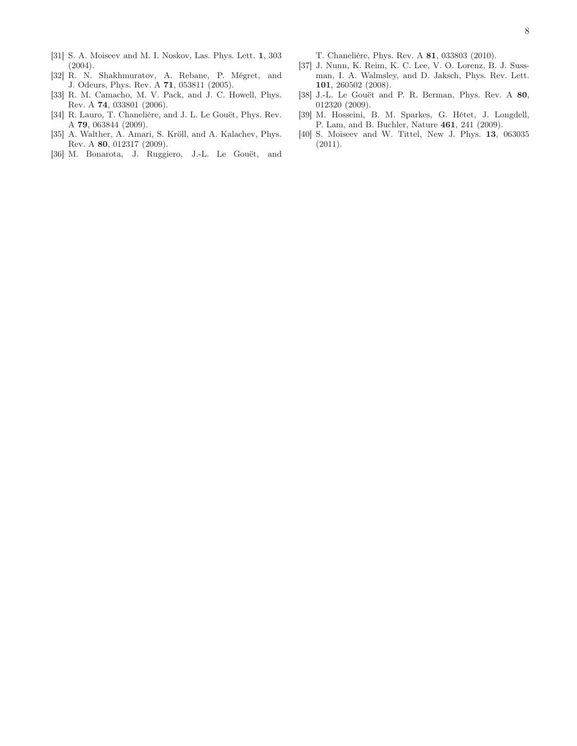[31] S. A. Moiseev and M. I. Noskov, Las. Phys. Lett. **1**, 303 (2004).

[32] R. N. Shakhmuratov, A. Rebane, P. Mégret, and J. Odeurs, Phys. Rev. A **71**, 053811 (2005).

[33] R. M. Camacho, M. V. Pack, and J. C. Howell, Phys. Rev. A **74**, 033801 (2006).

[34] R. Lauro, T. Chanelière, and J. L. Le Gouët, Phys. Rev. A **79**, 063844 (2009).

[35] A. Walther, A. Amari, S. Kröll, and A. Kalachev, Phys. Rev. A **80**, 012317 (2009).

[36] M. Bonarota, J. Ruggiero, J.-L. Le Gouët, and T. Chanelière, Phys. Rev. A **81**, 033803 (2010).

[37] J. Nunn, K. Reim, K. C. Lee, V. O. Lorenz, B. J. Sussman, I. A. Walmsley, and D. Jaksch, Phys. Rev. Lett. **101**, 260502 (2008).

[38] J.-L. Le Gouët and P. R. Berman, Phys. Rev. A **80**, 012320 (2009).

[39] M. Hosseini, B. M. Sparkes, G. Hétet, J. Longdell, P. Lam, and B. Buchler, Nature **461**, 241 (2009).

[40] S. Moiseev and W. Tittel, New J. Phys. **13**, 063035 (2011).